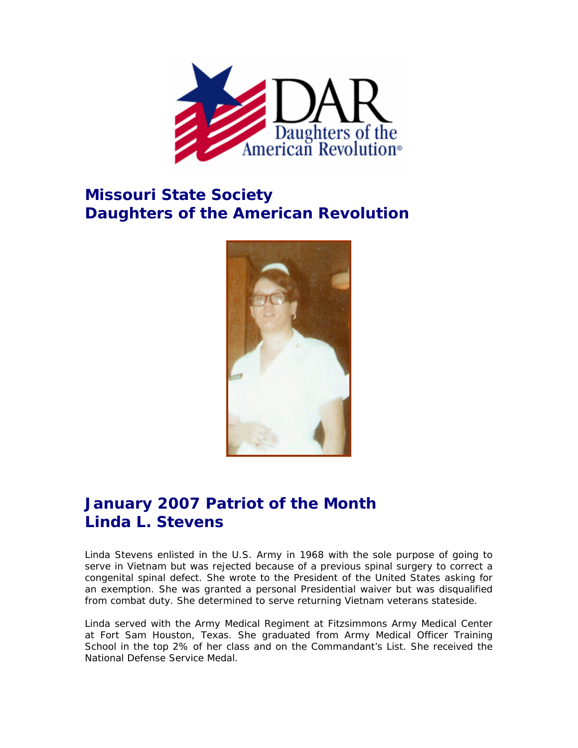## Missouri State Society
## Daughters of the American Revolution

# January 2007 Patriot of the Month
# Linda L. Stevens

Linda Stevens enlisted in the U.S. Army in 1968 with the sole purpose of going to serve in Vietnam but was rejected because of a previous spinal surgery to correct a congenital spinal defect. She wrote to the President of the United States asking for an exemption. She was granted a personal Presidential waiver but was disqualified from combat duty. She determined to serve returning Vietnam veterans stateside.

Linda served with the Army Medical Regiment at Fitzsimmons Army Medical Center at Fort Sam Houston, Texas. She graduated from Army Medical Officer Training School in the top 2% of her class and on the Commandant's List. She received the National Defense Service Medal.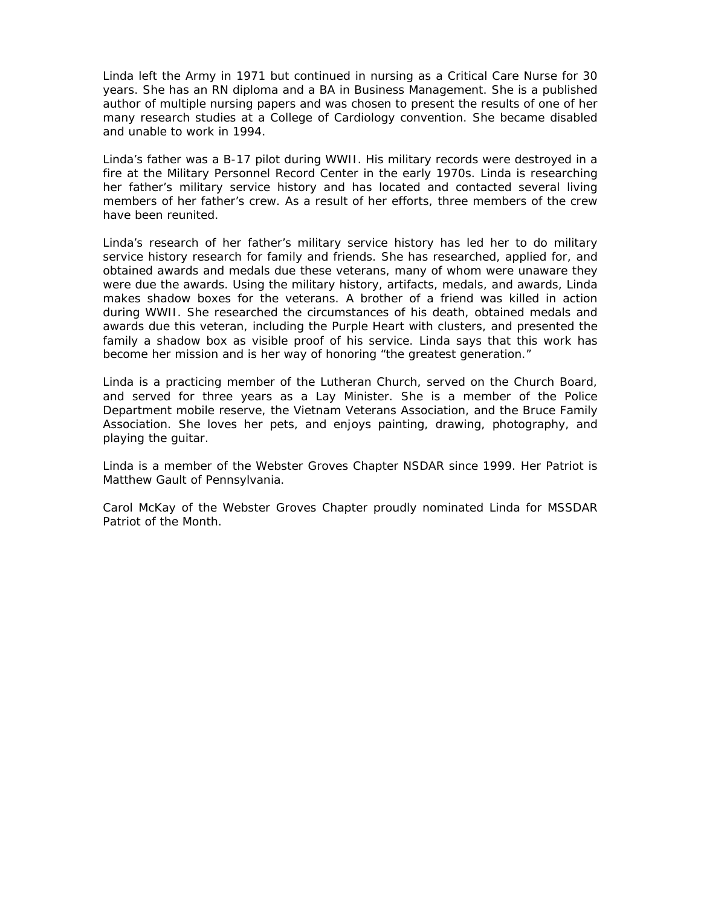Linda left the Army in 1971 but continued in nursing as a Critical Care Nurse for 30 years. She has an RN diploma and a BA in Business Management. She is a published author of multiple nursing papers and was chosen to present the results of one of her many research studies at a College of Cardiology convention. She became disabled and unable to work in 1994.

Linda's father was a B-17 pilot during WWII. His military records were destroyed in a fire at the Military Personnel Record Center in the early 1970s. Linda is researching her father's military service history and has located and contacted several living members of her father's crew. As a result of her efforts, three members of the crew have been reunited.

Linda's research of her father's military service history has led her to do military service history research for family and friends. She has researched, applied for, and obtained awards and medals due these veterans, many of whom were unaware they were due the awards. Using the military history, artifacts, medals, and awards, Linda makes shadow boxes for the veterans. A brother of a friend was killed in action during WWII. She researched the circumstances of his death, obtained medals and awards due this veteran, including the Purple Heart with clusters, and presented the family a shadow box as visible proof of his service. Linda says that this work has become her mission and is her way of honoring "the greatest generation."

Linda is a practicing member of the Lutheran Church, served on the Church Board, and served for three years as a Lay Minister. She is a member of the Police Department mobile reserve, the Vietnam Veterans Association, and the Bruce Family Association. She loves her pets, and enjoys painting, drawing, photography, and playing the guitar.

Linda is a member of the Webster Groves Chapter NSDAR since 1999. Her Patriot is Matthew Gault of Pennsylvania.

Carol McKay of the Webster Groves Chapter proudly nominated Linda for MSSDAR Patriot of the Month.